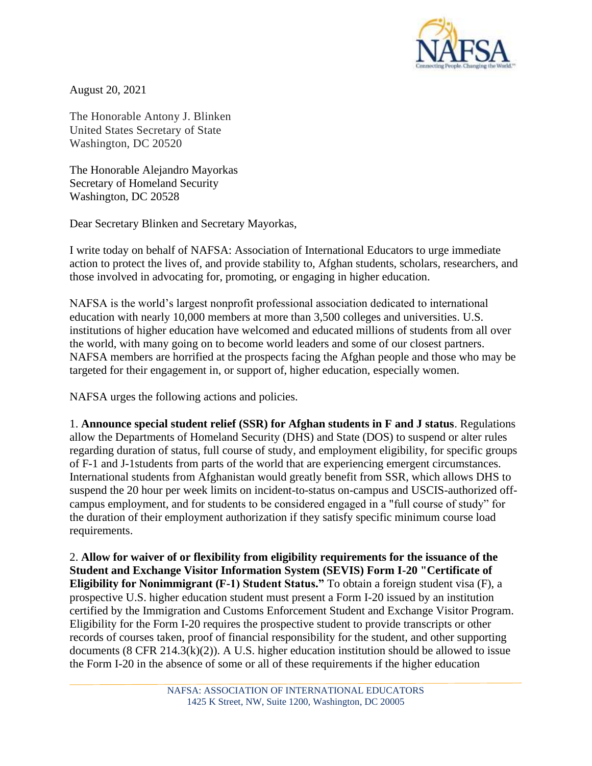August 20, 2021

The Honorable Antony J. Blinken
United States Secretary of State
Washington, DC 20520

The Honorable Alejandro Mayorkas
Secretary of Homeland Security
Washington, DC 20528

Dear Secretary Blinken and Secretary Mayorkas,

I write today on behalf of NAFSA: Association of International Educators to urge immediate action to protect the lives of, and provide stability to, Afghan students, scholars, researchers, and those involved in advocating for, promoting, or engaging in higher education.

NAFSA is the world's largest nonprofit professional association dedicated to international education with nearly 10,000 members at more than 3,500 colleges and universities. U.S. institutions of higher education have welcomed and educated millions of students from all over the world, with many going on to become world leaders and some of our closest partners. NAFSA members are horrified at the prospects facing the Afghan people and those who may be targeted for their engagement in, or support of, higher education, especially women.

NAFSA urges the following actions and policies.

1. **Announce special student relief (SSR) for Afghan students in F and J status**. Regulations allow the Departments of Homeland Security (DHS) and State (DOS) to suspend or alter rules regarding duration of status, full course of study, and employment eligibility, for specific groups of F-1 and J-1students from parts of the world that are experiencing emergent circumstances. International students from Afghanistan would greatly benefit from SSR, which allows DHS to suspend the 20 hour per week limits on incident-to-status on-campus and USCIS-authorized off-campus employment, and for students to be considered engaged in a "full course of study" for the duration of their employment authorization if they satisfy specific minimum course load requirements.

2. **Allow for waiver of or flexibility from eligibility requirements for the issuance of the Student and Exchange Visitor Information System (SEVIS) Form I-20 "Certificate of Eligibility for Nonimmigrant (F-1) Student Status."** To obtain a foreign student visa (F), a prospective U.S. higher education student must present a Form I-20 issued by an institution certified by the Immigration and Customs Enforcement Student and Exchange Visitor Program. Eligibility for the Form I-20 requires the prospective student to provide transcripts or other records of courses taken, proof of financial responsibility for the student, and other supporting documents (8 CFR 214.3(k)(2)). A U.S. higher education institution should be allowed to issue the Form I-20 in the absence of some or all of these requirements if the higher education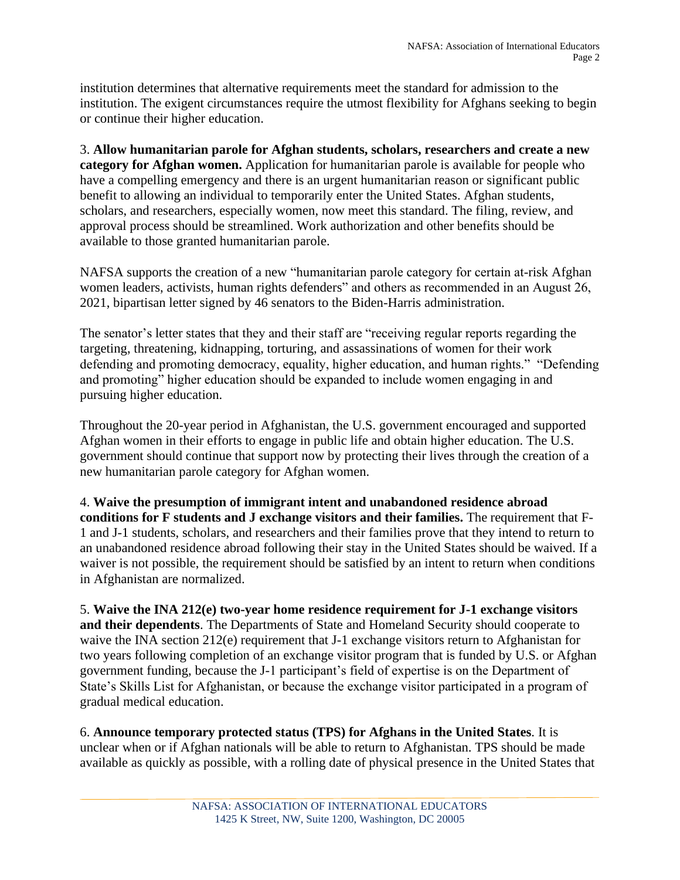institution determines that alternative requirements meet the standard for admission to the institution. The exigent circumstances require the utmost flexibility for Afghans seeking to begin or continue their higher education.

3. **Allow humanitarian parole for Afghan students, scholars, researchers and create a new category for Afghan women.** Application for humanitarian parole is available for people who have a compelling emergency and there is an urgent humanitarian reason or significant public benefit to allowing an individual to temporarily enter the United States. Afghan students, scholars, and researchers, especially women, now meet this standard. The filing, review, and approval process should be streamlined. Work authorization and other benefits should be available to those granted humanitarian parole.

NAFSA supports the creation of a new "humanitarian parole category for certain at-risk Afghan women leaders, activists, human rights defenders" and others as recommended in an August 26, 2021, bipartisan letter signed by 46 senators to the Biden-Harris administration.

The senator's letter states that they and their staff are "receiving regular reports regarding the targeting, threatening, kidnapping, torturing, and assassinations of women for their work defending and promoting democracy, equality, higher education, and human rights." "Defending and promoting" higher education should be expanded to include women engaging in and pursuing higher education.

Throughout the 20-year period in Afghanistan, the U.S. government encouraged and supported Afghan women in their efforts to engage in public life and obtain higher education. The U.S. government should continue that support now by protecting their lives through the creation of a new humanitarian parole category for Afghan women.

4. **Waive the presumption of immigrant intent and unabandoned residence abroad conditions for F students and J exchange visitors and their families.** The requirement that F-1 and J-1 students, scholars, and researchers and their families prove that they intend to return to an unabandoned residence abroad following their stay in the United States should be waived. If a waiver is not possible, the requirement should be satisfied by an intent to return when conditions in Afghanistan are normalized.

5. **Waive the INA 212(e) two-year home residence requirement for J-1 exchange visitors and their dependents**. The Departments of State and Homeland Security should cooperate to waive the INA section 212(e) requirement that J-1 exchange visitors return to Afghanistan for two years following completion of an exchange visitor program that is funded by U.S. or Afghan government funding, because the J-1 participant's field of expertise is on the Department of State's Skills List for Afghanistan, or because the exchange visitor participated in a program of gradual medical education.

6. **Announce temporary protected status (TPS) for Afghans in the United States**. It is unclear when or if Afghan nationals will be able to return to Afghanistan. TPS should be made available as quickly as possible, with a rolling date of physical presence in the United States that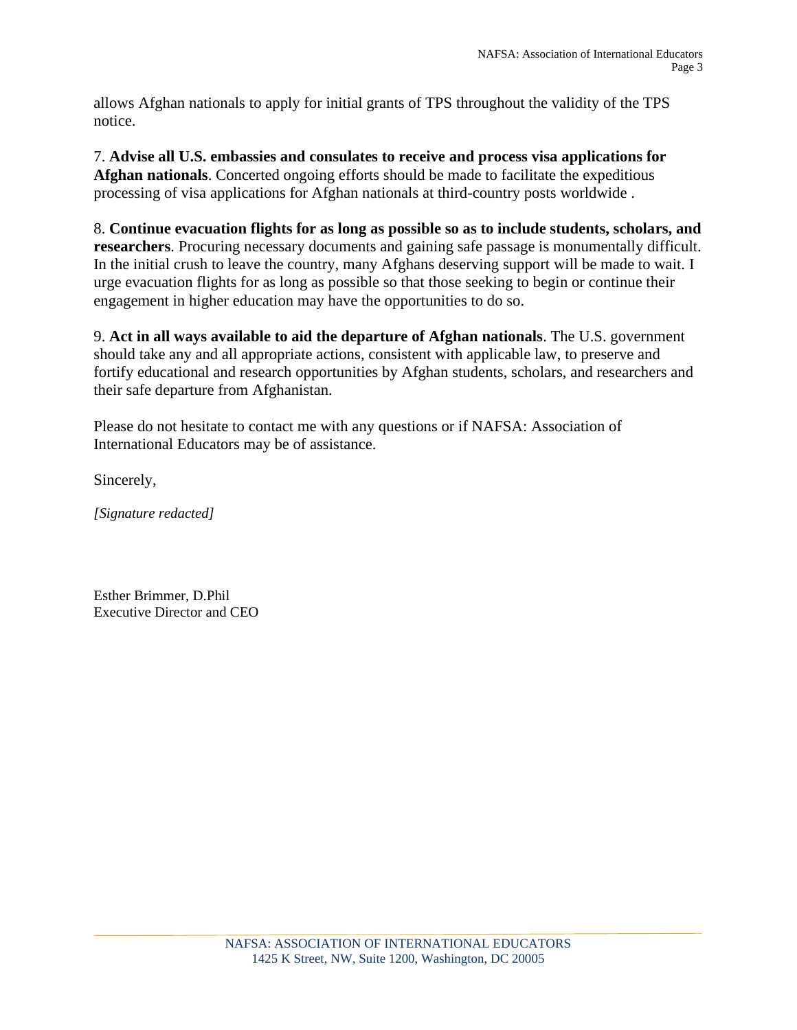allows Afghan nationals to apply for initial grants of TPS throughout the validity of the TPS notice.

7. **Advise all U.S. embassies and consulates to receive and process visa applications for Afghan nationals**. Concerted ongoing efforts should be made to facilitate the expeditious processing of visa applications for Afghan nationals at third-country posts worldwide .

8. **Continue evacuation flights for as long as possible so as to include students, scholars, and researchers**. Procuring necessary documents and gaining safe passage is monumentally difficult. In the initial crush to leave the country, many Afghans deserving support will be made to wait. I urge evacuation flights for as long as possible so that those seeking to begin or continue their engagement in higher education may have the opportunities to do so.

9. **Act in all ways available to aid the departure of Afghan nationals**. The U.S. government should take any and all appropriate actions, consistent with applicable law, to preserve and fortify educational and research opportunities by Afghan students, scholars, and researchers and their safe departure from Afghanistan.

Please do not hesitate to contact me with any questions or if NAFSA: Association of International Educators may be of assistance.

Sincerely,

*[Signature redacted]*

Esther Brimmer, D.Phil
Executive Director and CEO